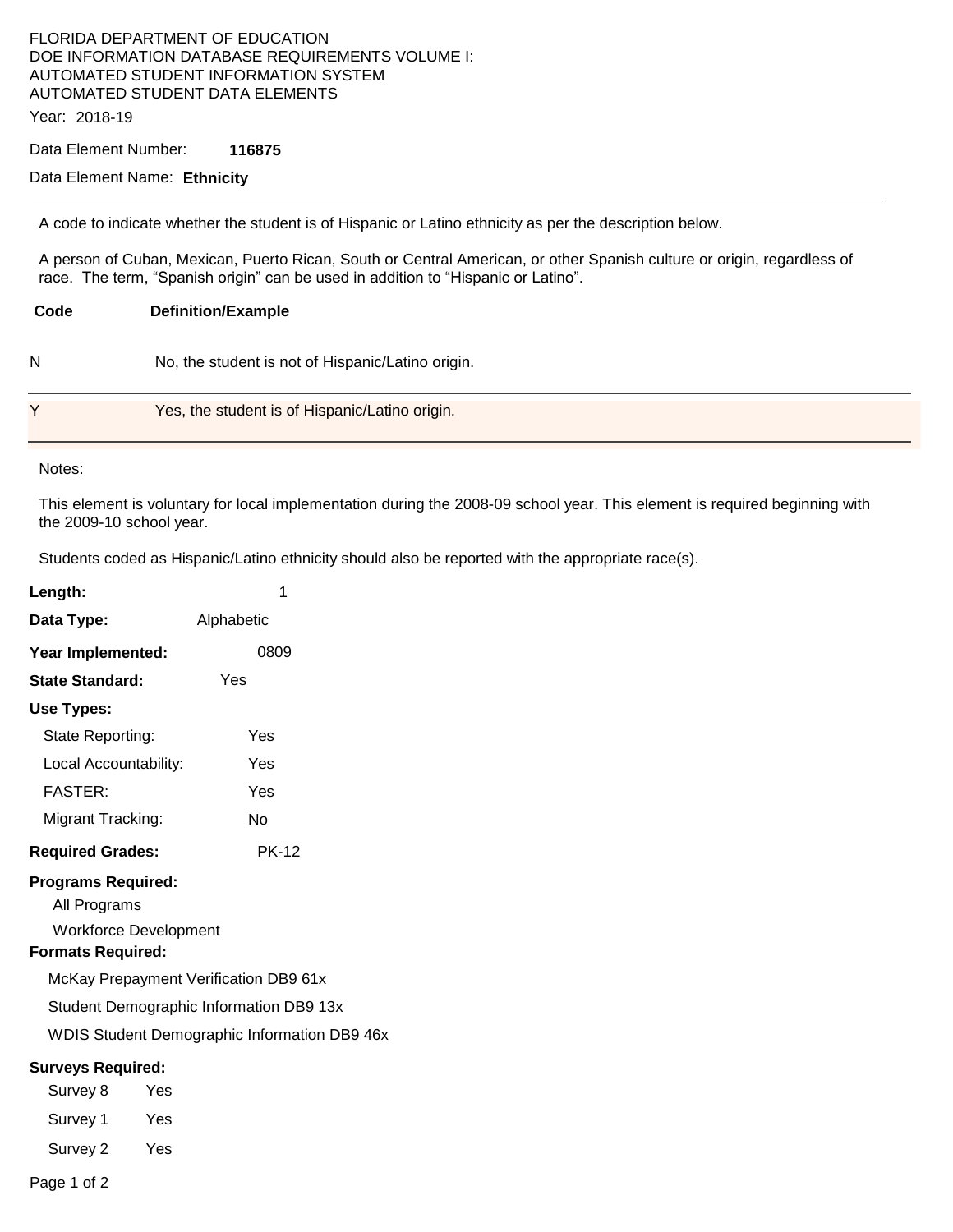FLORIDA DEPARTMENT OF EDUCATION
DOE INFORMATION DATABASE REQUIREMENTS VOLUME I:
AUTOMATED STUDENT INFORMATION SYSTEM
AUTOMATED STUDENT DATA ELEMENTS

Year: 2018-19

Data Element Number: **116875**

Data Element Name: **Ethnicity**

---

A code to indicate whether the student is of Hispanic or Latino ethnicity as per the description below.

A person of Cuban, Mexican, Puerto Rican, South or Central American, or other Spanish culture or origin, regardless of race. The term, "Spanish origin" can be used in addition to "Hispanic or Latino".

| Code | Definition/Example |
|---|---|
| N | No, the student is not of Hispanic/Latino origin. |
| Y | Yes, the student is of Hispanic/Latino origin. |

Notes:

This element is voluntary for local implementation during the 2008-09 school year. This element is required beginning with the 2009-10 school year.

Students coded as Hispanic/Latino ethnicity should also be reported with the appropriate race(s).

**Length:** 1

**Data Type:** Alphabetic

**Year Implemented:** 0809

**State Standard:** Yes

**Use Types:**

State Reporting: Yes

Local Accountability: Yes

FASTER: Yes

Migrant Tracking: No

**Required Grades:** PK-12

**Programs Required:**

All Programs

Workforce Development

**Formats Required:**

McKay Prepayment Verification DB9 61x

Student Demographic Information DB9 13x

WDIS Student Demographic Information DB9 46x

**Surveys Required:**

Survey 8 Yes

Survey 1 Yes

Survey 2 Yes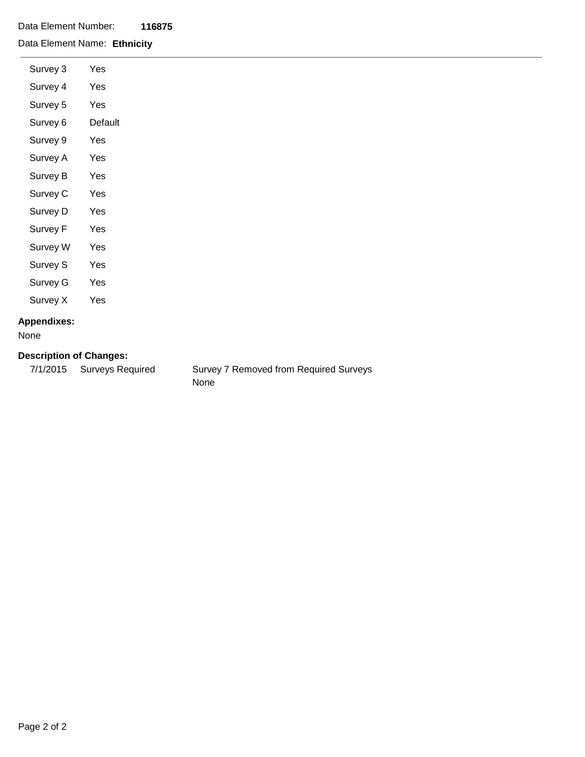Data Element Number: **116875**

Data Element Name: **Ethnicity**

| | |
|---|---|
| Survey 3 | Yes |
| Survey 4 | Yes |
| Survey 5 | Yes |
| Survey 6 | Default |
| Survey 9 | Yes |
| Survey A | Yes |
| Survey B | Yes |
| Survey C | Yes |
| Survey D | Yes |
| Survey F | Yes |
| Survey W | Yes |
| Survey S | Yes |
| Survey G | Yes |
| Survey X | Yes |

**Appendixes:**

None

**Description of Changes:**

| | | |
|---|---|---|
| 7/1/2015 | Surveys Required | Survey 7 Removed from Required Surveys<br>None |